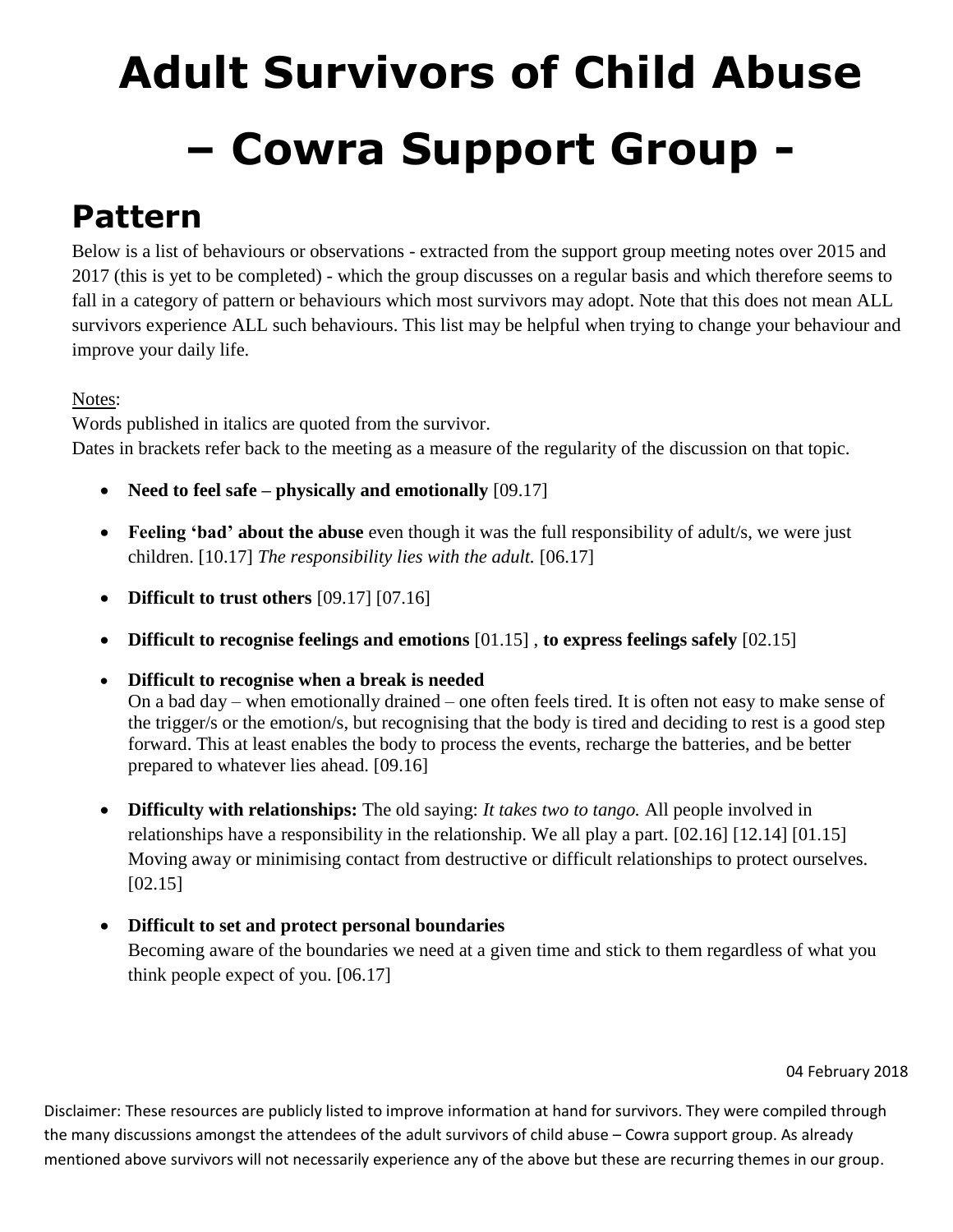# Adult Survivors of Child Abuse – Cowra Support Group -

## Pattern

Below is a list of behaviours or observations - extracted from the support group meeting notes over 2015 and 2017 (this is yet to be completed) - which the group discusses on a regular basis and which therefore seems to fall in a category of pattern or behaviours which most survivors may adopt. Note that this does not mean ALL survivors experience ALL such behaviours. This list may be helpful when trying to change your behaviour and improve your daily life.

Notes:
Words published in italics are quoted from the survivor.
Dates in brackets refer back to the meeting as a measure of the regularity of the discussion on that topic.

- **Need to feel safe – physically and emotionally** [09.17]
- **Feeling 'bad' about the abuse** even though it was the full responsibility of adult/s, we were just children. [10.17] *The responsibility lies with the adult.* [06.17]
- **Difficult to trust others** [09.17] [07.16]
- **Difficult to recognise feelings and emotions** [01.15] , **to express feelings safely** [02.15]
- **Difficult to recognise when a break is needed**
  On a bad day – when emotionally drained – one often feels tired. It is often not easy to make sense of the trigger/s or the emotion/s, but recognising that the body is tired and deciding to rest is a good step forward. This at least enables the body to process the events, recharge the batteries, and be better prepared to whatever lies ahead. [09.16]
- **Difficulty with relationships:** The old saying: *It takes two to tango.* All people involved in relationships have a responsibility in the relationship. We all play a part. [02.16] [12.14] [01.15]
  Moving away or minimising contact from destructive or difficult relationships to protect ourselves. [02.15]
- **Difficult to set and protect personal boundaries**
  Becoming aware of the boundaries we need at a given time and stick to them regardless of what you think people expect of you. [06.17]

04 February 2018

Disclaimer: These resources are publicly listed to improve information at hand for survivors. They were compiled through the many discussions amongst the attendees of the adult survivors of child abuse – Cowra support group. As already mentioned above survivors will not necessarily experience any of the above but these are recurring themes in our group.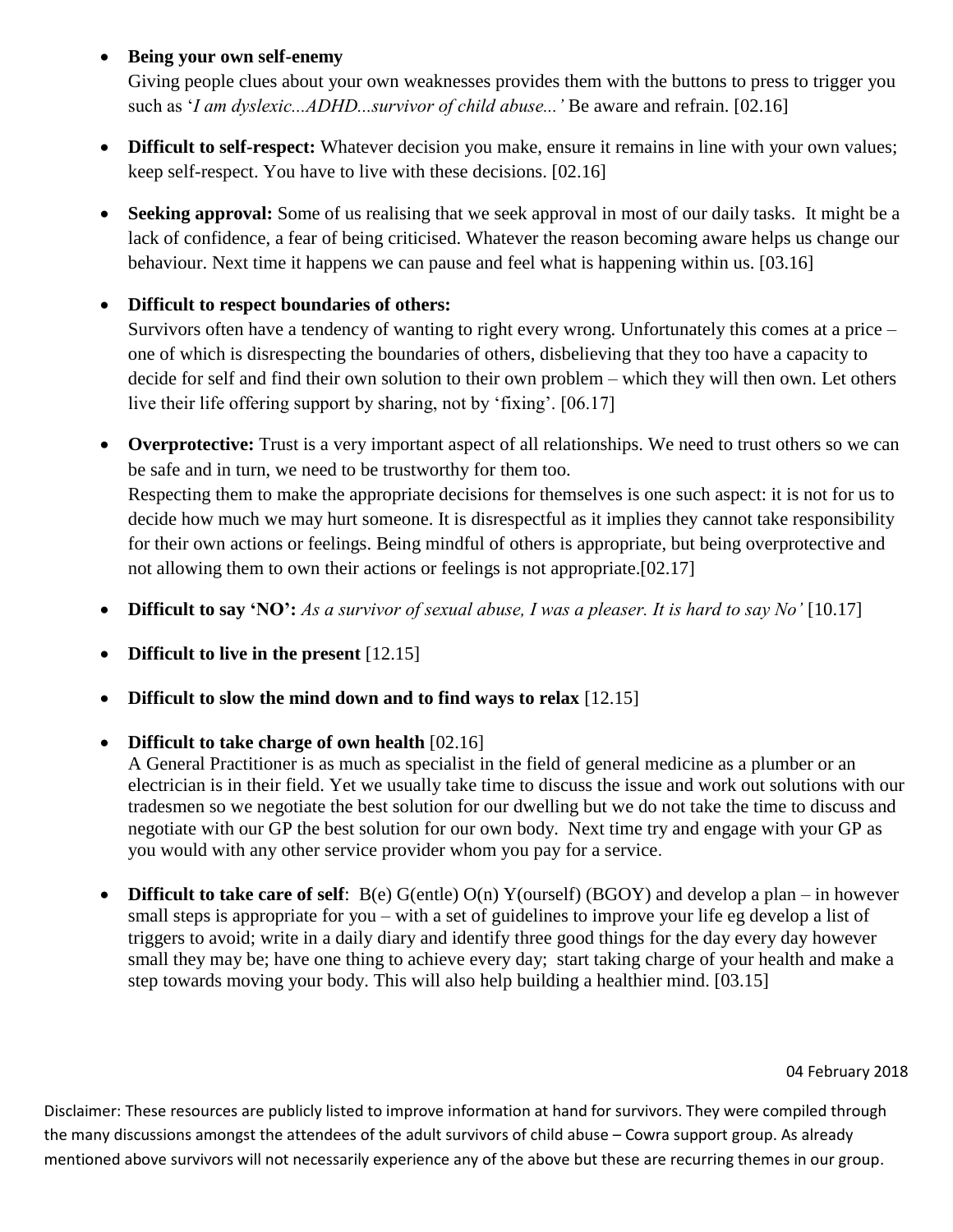- **Being your own self-enemy**
  Giving people clues about your own weaknesses provides them with the buttons to press to trigger you such as '*I am dyslexic...ADHD...survivor of child abuse...'* Be aware and refrain. [02.16]

- **Difficult to self-respect:** Whatever decision you make, ensure it remains in line with your own values; keep self-respect. You have to live with these decisions. [02.16]

- **Seeking approval:** Some of us realising that we seek approval in most of our daily tasks. It might be a lack of confidence, a fear of being criticised. Whatever the reason becoming aware helps us change our behaviour. Next time it happens we can pause and feel what is happening within us. [03.16]

- **Difficult to respect boundaries of others:**
  Survivors often have a tendency of wanting to right every wrong. Unfortunately this comes at a price – one of which is disrespecting the boundaries of others, disbelieving that they too have a capacity to decide for self and find their own solution to their own problem – which they will then own. Let others live their life offering support by sharing, not by 'fixing'. [06.17]

- **Overprotective:** Trust is a very important aspect of all relationships. We need to trust others so we can be safe and in turn, we need to be trustworthy for them too.
  Respecting them to make the appropriate decisions for themselves is one such aspect: it is not for us to decide how much we may hurt someone. It is disrespectful as it implies they cannot take responsibility for their own actions or feelings. Being mindful of others is appropriate, but being overprotective and not allowing them to own their actions or feelings is not appropriate.[02.17]

- **Difficult to say 'NO':** *As a survivor of sexual abuse, I was a pleaser. It is hard to say No'* [10.17]

- **Difficult to live in the present** [12.15]

- **Difficult to slow the mind down and to find ways to relax** [12.15]

- **Difficult to take charge of own health** [02.16]
  A General Practitioner is as much as specialist in the field of general medicine as a plumber or an electrician is in their field. Yet we usually take time to discuss the issue and work out solutions with our tradesmen so we negotiate the best solution for our dwelling but we do not take the time to discuss and negotiate with our GP the best solution for our own body. Next time try and engage with your GP as you would with any other service provider whom you pay for a service.

- **Difficult to take care of self**: B(e) G(entle) O(n) Y(ourself) (BGOY) and develop a plan – in however small steps is appropriate for you – with a set of guidelines to improve your life eg develop a list of triggers to avoid; write in a daily diary and identify three good things for the day every day however small they may be; have one thing to achieve every day; start taking charge of your health and make a step towards moving your body. This will also help building a healthier mind. [03.15]

04 February 2018

Disclaimer: These resources are publicly listed to improve information at hand for survivors. They were compiled through the many discussions amongst the attendees of the adult survivors of child abuse – Cowra support group. As already mentioned above survivors will not necessarily experience any of the above but these are recurring themes in our group.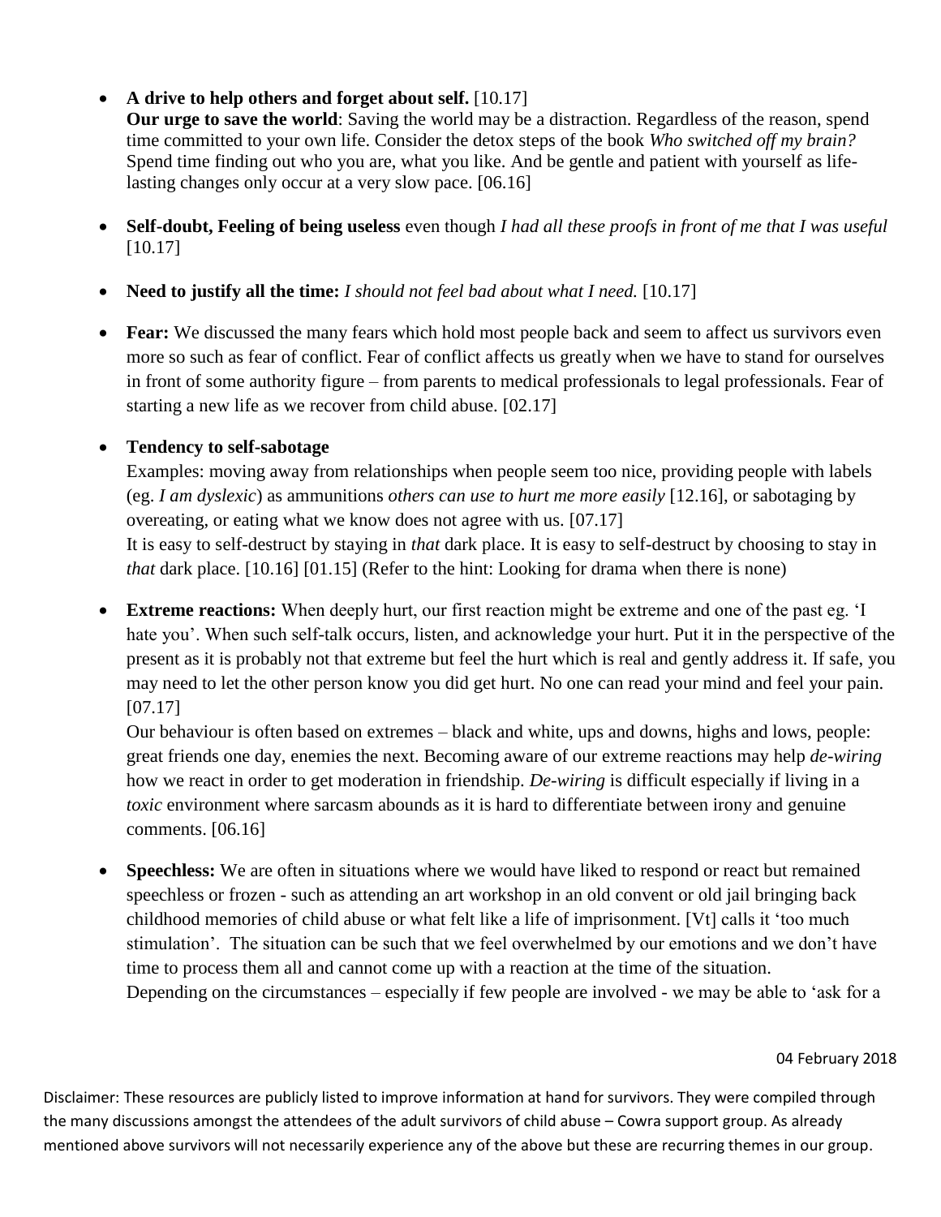- **A drive to help others and forget about self.** [10.17]
  **Our urge to save the world**: Saving the world may be a distraction. Regardless of the reason, spend time committed to your own life. Consider the detox steps of the book *Who switched off my brain?* Spend time finding out who you are, what you like. And be gentle and patient with yourself as life-lasting changes only occur at a very slow pace. [06.16]

- **Self-doubt, Feeling of being useless** even though *I had all these proofs in front of me that I was useful* [10.17]

- **Need to justify all the time:** *I should not feel bad about what I need.* [10.17]

- **Fear:** We discussed the many fears which hold most people back and seem to affect us survivors even more so such as fear of conflict. Fear of conflict affects us greatly when we have to stand for ourselves in front of some authority figure – from parents to medical professionals to legal professionals. Fear of starting a new life as we recover from child abuse. [02.17]

- **Tendency to self-sabotage**
  Examples: moving away from relationships when people seem too nice, providing people with labels (eg. *I am dyslexic*) as ammunitions *others can use to hurt me more easily* [12.16], or sabotaging by overeating, or eating what we know does not agree with us. [07.17]
  It is easy to self-destruct by staying in *that* dark place. It is easy to self-destruct by choosing to stay in *that* dark place. [10.16] [01.15] (Refer to the hint: Looking for drama when there is none)

- **Extreme reactions:** When deeply hurt, our first reaction might be extreme and one of the past eg. 'I hate you'. When such self-talk occurs, listen, and acknowledge your hurt. Put it in the perspective of the present as it is probably not that extreme but feel the hurt which is real and gently address it. If safe, you may need to let the other person know you did get hurt. No one can read your mind and feel your pain. [07.17]
  Our behaviour is often based on extremes – black and white, ups and downs, highs and lows, people: great friends one day, enemies the next. Becoming aware of our extreme reactions may help *de-wiring* how we react in order to get moderation in friendship. *De-wiring* is difficult especially if living in a *toxic* environment where sarcasm abounds as it is hard to differentiate between irony and genuine comments. [06.16]

- **Speechless:** We are often in situations where we would have liked to respond or react but remained speechless or frozen - such as attending an art workshop in an old convent or old jail bringing back childhood memories of child abuse or what felt like a life of imprisonment. [Vt] calls it 'too much stimulation'. The situation can be such that we feel overwhelmed by our emotions and we don't have time to process them all and cannot come up with a reaction at the time of the situation.
  Depending on the circumstances – especially if few people are involved - we may be able to 'ask for a

04 February 2018

Disclaimer: These resources are publicly listed to improve information at hand for survivors. They were compiled through the many discussions amongst the attendees of the adult survivors of child abuse – Cowra support group. As already mentioned above survivors will not necessarily experience any of the above but these are recurring themes in our group.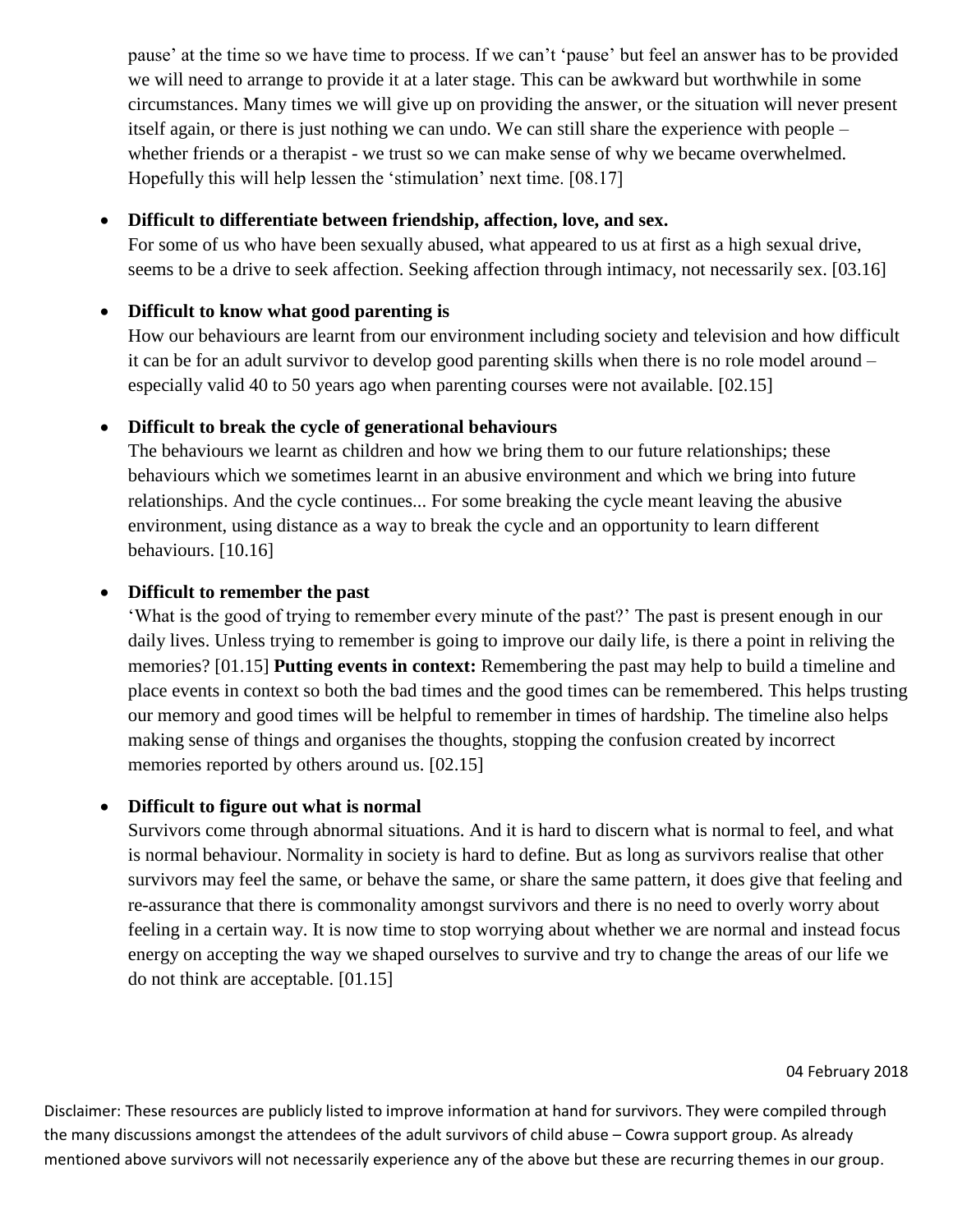pause' at the time so we have time to process. If we can't 'pause' but feel an answer has to be provided we will need to arrange to provide it at a later stage. This can be awkward but worthwhile in some circumstances. Many times we will give up on providing the answer, or the situation will never present itself again, or there is just nothing we can undo. We can still share the experience with people – whether friends or a therapist - we trust so we can make sense of why we became overwhelmed. Hopefully this will help lessen the 'stimulation' next time. [08.17]

- **Difficult to differentiate between friendship, affection, love, and sex.**
  For some of us who have been sexually abused, what appeared to us at first as a high sexual drive, seems to be a drive to seek affection. Seeking affection through intimacy, not necessarily sex. [03.16]

- **Difficult to know what good parenting is**
  How our behaviours are learnt from our environment including society and television and how difficult it can be for an adult survivor to develop good parenting skills when there is no role model around – especially valid 40 to 50 years ago when parenting courses were not available. [02.15]

- **Difficult to break the cycle of generational behaviours**
  The behaviours we learnt as children and how we bring them to our future relationships; these behaviours which we sometimes learnt in an abusive environment and which we bring into future relationships. And the cycle continues... For some breaking the cycle meant leaving the abusive environment, using distance as a way to break the cycle and an opportunity to learn different behaviours. [10.16]

- **Difficult to remember the past**
  'What is the good of trying to remember every minute of the past?' The past is present enough in our daily lives. Unless trying to remember is going to improve our daily life, is there a point in reliving the memories? [01.15] **Putting events in context:** Remembering the past may help to build a timeline and place events in context so both the bad times and the good times can be remembered. This helps trusting our memory and good times will be helpful to remember in times of hardship. The timeline also helps making sense of things and organises the thoughts, stopping the confusion created by incorrect memories reported by others around us. [02.15]

- **Difficult to figure out what is normal**
  Survivors come through abnormal situations. And it is hard to discern what is normal to feel, and what is normal behaviour. Normality in society is hard to define. But as long as survivors realise that other survivors may feel the same, or behave the same, or share the same pattern, it does give that feeling and re-assurance that there is commonality amongst survivors and there is no need to overly worry about feeling in a certain way. It is now time to stop worrying about whether we are normal and instead focus energy on accepting the way we shaped ourselves to survive and try to change the areas of our life we do not think are acceptable. [01.15]

04 February 2018

Disclaimer: These resources are publicly listed to improve information at hand for survivors. They were compiled through the many discussions amongst the attendees of the adult survivors of child abuse – Cowra support group. As already mentioned above survivors will not necessarily experience any of the above but these are recurring themes in our group.